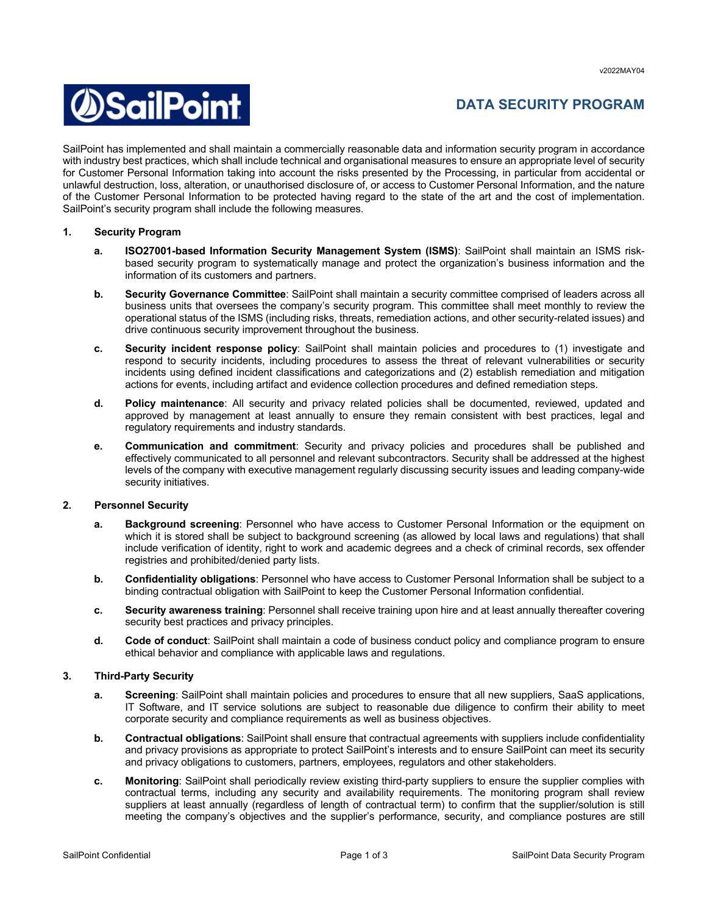# DATA SECURITY PROGRAM

SailPoint has implemented and shall maintain a commercially reasonable data and information security program in accordance with industry best practices, which shall include technical and organisational measures to ensure an appropriate level of security for Customer Personal Information taking into account the risks presented by the Processing, in particular from accidental or unlawful destruction, loss, alteration, or unauthorised disclosure of, or access to Customer Personal Information, and the nature of the Customer Personal Information to be protected having regard to the state of the art and the cost of implementation. SailPoint's security program shall include the following measures.

## 1. Security Program

**a. ISO27001-based Information Security Management System (ISMS)**: SailPoint shall maintain an ISMS risk-based security program to systematically manage and protect the organization's business information and the information of its customers and partners.

**b. Security Governance Committee**: SailPoint shall maintain a security committee comprised of leaders across all business units that oversees the company's security program. This committee shall meet monthly to review the operational status of the ISMS (including risks, threats, remediation actions, and other security-related issues) and drive continuous security improvement throughout the business.

**c. Security incident response policy**: SailPoint shall maintain policies and procedures to (1) investigate and respond to security incidents, including procedures to assess the threat of relevant vulnerabilities or security incidents using defined incident classifications and categorizations and (2) establish remediation and mitigation actions for events, including artifact and evidence collection procedures and defined remediation steps.

**d. Policy maintenance**: All security and privacy related policies shall be documented, reviewed, updated and approved by management at least annually to ensure they remain consistent with best practices, legal and regulatory requirements and industry standards.

**e. Communication and commitment**: Security and privacy policies and procedures shall be published and effectively communicated to all personnel and relevant subcontractors. Security shall be addressed at the highest levels of the company with executive management regularly discussing security issues and leading company-wide security initiatives.

## 2. Personnel Security

**a. Background screening**: Personnel who have access to Customer Personal Information or the equipment on which it is stored shall be subject to background screening (as allowed by local laws and regulations) that shall include verification of identity, right to work and academic degrees and a check of criminal records, sex offender registries and prohibited/denied party lists.

**b. Confidentiality obligations**: Personnel who have access to Customer Personal Information shall be subject to a binding contractual obligation with SailPoint to keep the Customer Personal Information confidential.

**c. Security awareness training**: Personnel shall receive training upon hire and at least annually thereafter covering security best practices and privacy principles.

**d. Code of conduct**: SailPoint shall maintain a code of business conduct policy and compliance program to ensure ethical behavior and compliance with applicable laws and regulations.

## 3. Third-Party Security

**a. Screening**: SailPoint shall maintain policies and procedures to ensure that all new suppliers, SaaS applications, IT Software, and IT service solutions are subject to reasonable due diligence to confirm their ability to meet corporate security and compliance requirements as well as business objectives.

**b. Contractual obligations**: SailPoint shall ensure that contractual agreements with suppliers include confidentiality and privacy provisions as appropriate to protect SailPoint's interests and to ensure SailPoint can meet its security and privacy obligations to customers, partners, employees, regulators and other stakeholders.

**c. Monitoring**: SailPoint shall periodically review existing third-party suppliers to ensure the supplier complies with contractual terms, including any security and availability requirements. The monitoring program shall review suppliers at least annually (regardless of length of contractual term) to confirm that the supplier/solution is still meeting the company's objectives and the supplier's performance, security, and compliance postures are still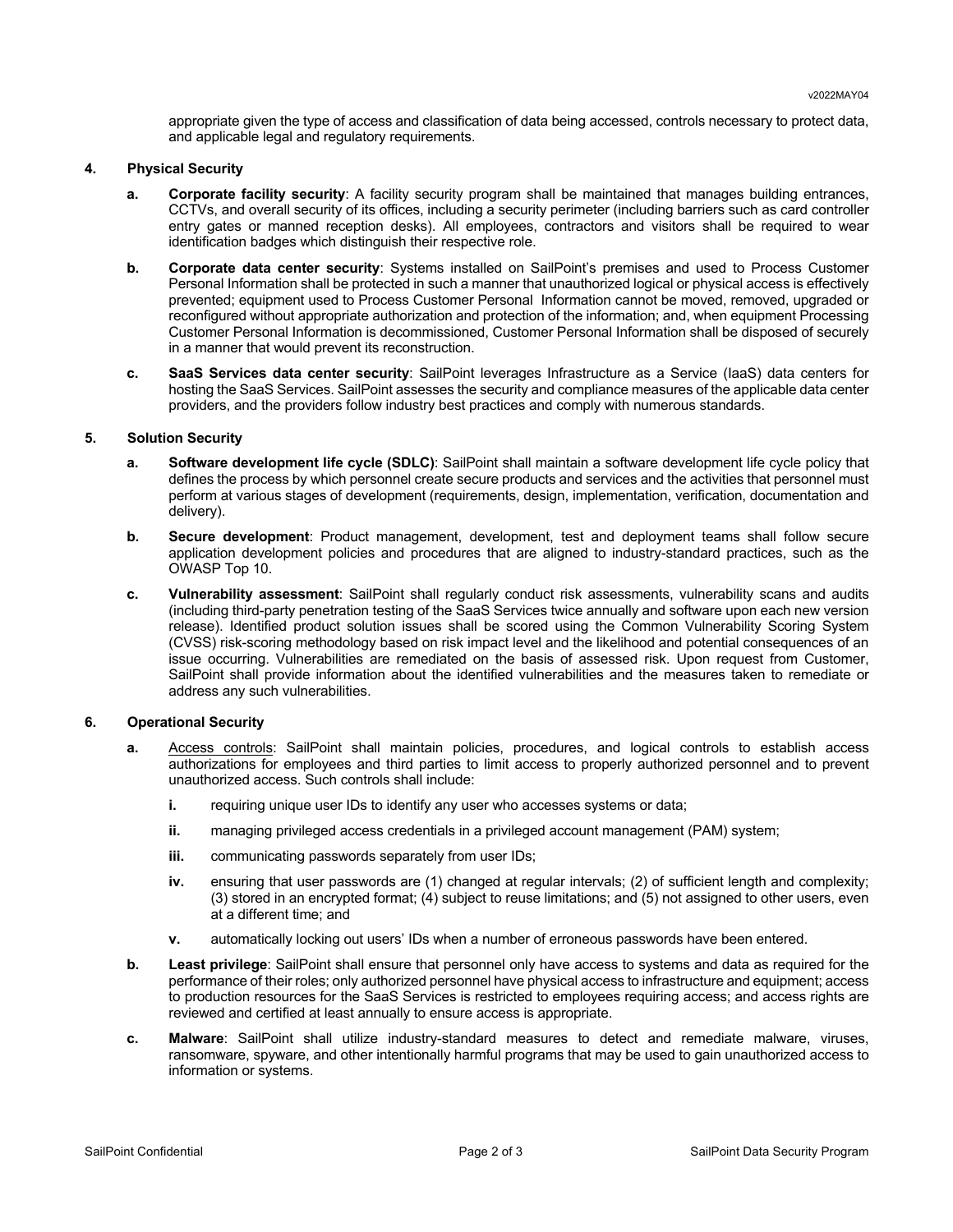appropriate given the type of access and classification of data being accessed, controls necessary to protect data, and applicable legal and regulatory requirements.

## 4. Physical Security

**a. Corporate facility security**: A facility security program shall be maintained that manages building entrances, CCTVs, and overall security of its offices, including a security perimeter (including barriers such as card controller entry gates or manned reception desks). All employees, contractors and visitors shall be required to wear identification badges which distinguish their respective role.

**b. Corporate data center security**: Systems installed on SailPoint's premises and used to Process Customer Personal Information shall be protected in such a manner that unauthorized logical or physical access is effectively prevented; equipment used to Process Customer Personal Information cannot be moved, removed, upgraded or reconfigured without appropriate authorization and protection of the information; and, when equipment Processing Customer Personal Information is decommissioned, Customer Personal Information shall be disposed of securely in a manner that would prevent its reconstruction.

**c. SaaS Services data center security**: SailPoint leverages Infrastructure as a Service (IaaS) data centers for hosting the SaaS Services. SailPoint assesses the security and compliance measures of the applicable data center providers, and the providers follow industry best practices and comply with numerous standards.

## 5. Solution Security

**a. Software development life cycle (SDLC)**: SailPoint shall maintain a software development life cycle policy that defines the process by which personnel create secure products and services and the activities that personnel must perform at various stages of development (requirements, design, implementation, verification, documentation and delivery).

**b. Secure development**: Product management, development, test and deployment teams shall follow secure application development policies and procedures that are aligned to industry-standard practices, such as the OWASP Top 10.

**c. Vulnerability assessment**: SailPoint shall regularly conduct risk assessments, vulnerability scans and audits (including third-party penetration testing of the SaaS Services twice annually and software upon each new version release). Identified product solution issues shall be scored using the Common Vulnerability Scoring System (CVSS) risk-scoring methodology based on risk impact level and the likelihood and potential consequences of an issue occurring. Vulnerabilities are remediated on the basis of assessed risk. Upon request from Customer, SailPoint shall provide information about the identified vulnerabilities and the measures taken to remediate or address any such vulnerabilities.

## 6. Operational Security

**a.** Access controls: SailPoint shall maintain policies, procedures, and logical controls to establish access authorizations for employees and third parties to limit access to properly authorized personnel and to prevent unauthorized access. Such controls shall include:

- **i.** requiring unique user IDs to identify any user who accesses systems or data;
- **ii.** managing privileged access credentials in a privileged account management (PAM) system;
- **iii.** communicating passwords separately from user IDs;
- **iv.** ensuring that user passwords are (1) changed at regular intervals; (2) of sufficient length and complexity; (3) stored in an encrypted format; (4) subject to reuse limitations; and (5) not assigned to other users, even at a different time; and
- **v.** automatically locking out users' IDs when a number of erroneous passwords have been entered.

**b. Least privilege**: SailPoint shall ensure that personnel only have access to systems and data as required for the performance of their roles; only authorized personnel have physical access to infrastructure and equipment; access to production resources for the SaaS Services is restricted to employees requiring access; and access rights are reviewed and certified at least annually to ensure access is appropriate.

**c. Malware**: SailPoint shall utilize industry-standard measures to detect and remediate malware, viruses, ransomware, spyware, and other intentionally harmful programs that may be used to gain unauthorized access to information or systems.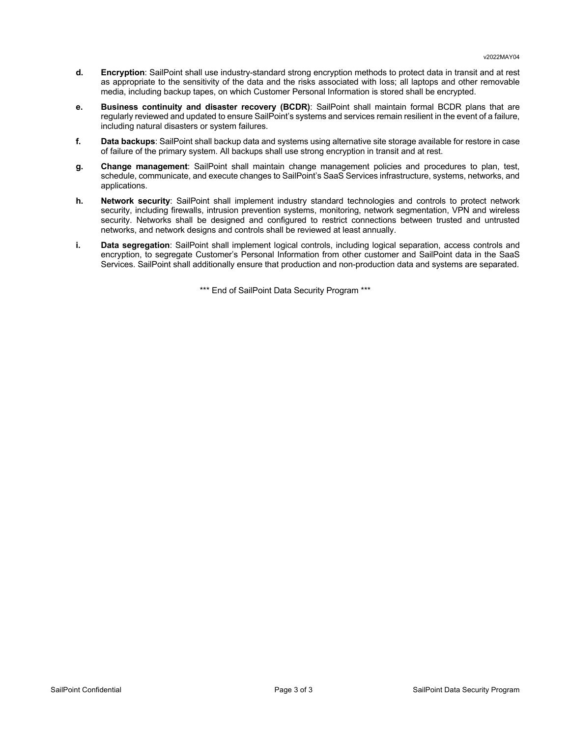**d.** **Encryption**: SailPoint shall use industry-standard strong encryption methods to protect data in transit and at rest as appropriate to the sensitivity of the data and the risks associated with loss; all laptops and other removable media, including backup tapes, on which Customer Personal Information is stored shall be encrypted.

**e.** **Business continuity and disaster recovery (BCDR)**: SailPoint shall maintain formal BCDR plans that are regularly reviewed and updated to ensure SailPoint's systems and services remain resilient in the event of a failure, including natural disasters or system failures.

**f.** **Data backups**: SailPoint shall backup data and systems using alternative site storage available for restore in case of failure of the primary system. All backups shall use strong encryption in transit and at rest.

**g.** **Change management**: SailPoint shall maintain change management policies and procedures to plan, test, schedule, communicate, and execute changes to SailPoint's SaaS Services infrastructure, systems, networks, and applications.

**h.** **Network security**: SailPoint shall implement industry standard technologies and controls to protect network security, including firewalls, intrusion prevention systems, monitoring, network segmentation, VPN and wireless security. Networks shall be designed and configured to restrict connections between trusted and untrusted networks, and network designs and controls shall be reviewed at least annually.

**i.** **Data segregation**: SailPoint shall implement logical controls, including logical separation, access controls and encryption, to segregate Customer's Personal Information from other customer and SailPoint data in the SaaS Services. SailPoint shall additionally ensure that production and non-production data and systems are separated.

*** End of SailPoint Data Security Program ***